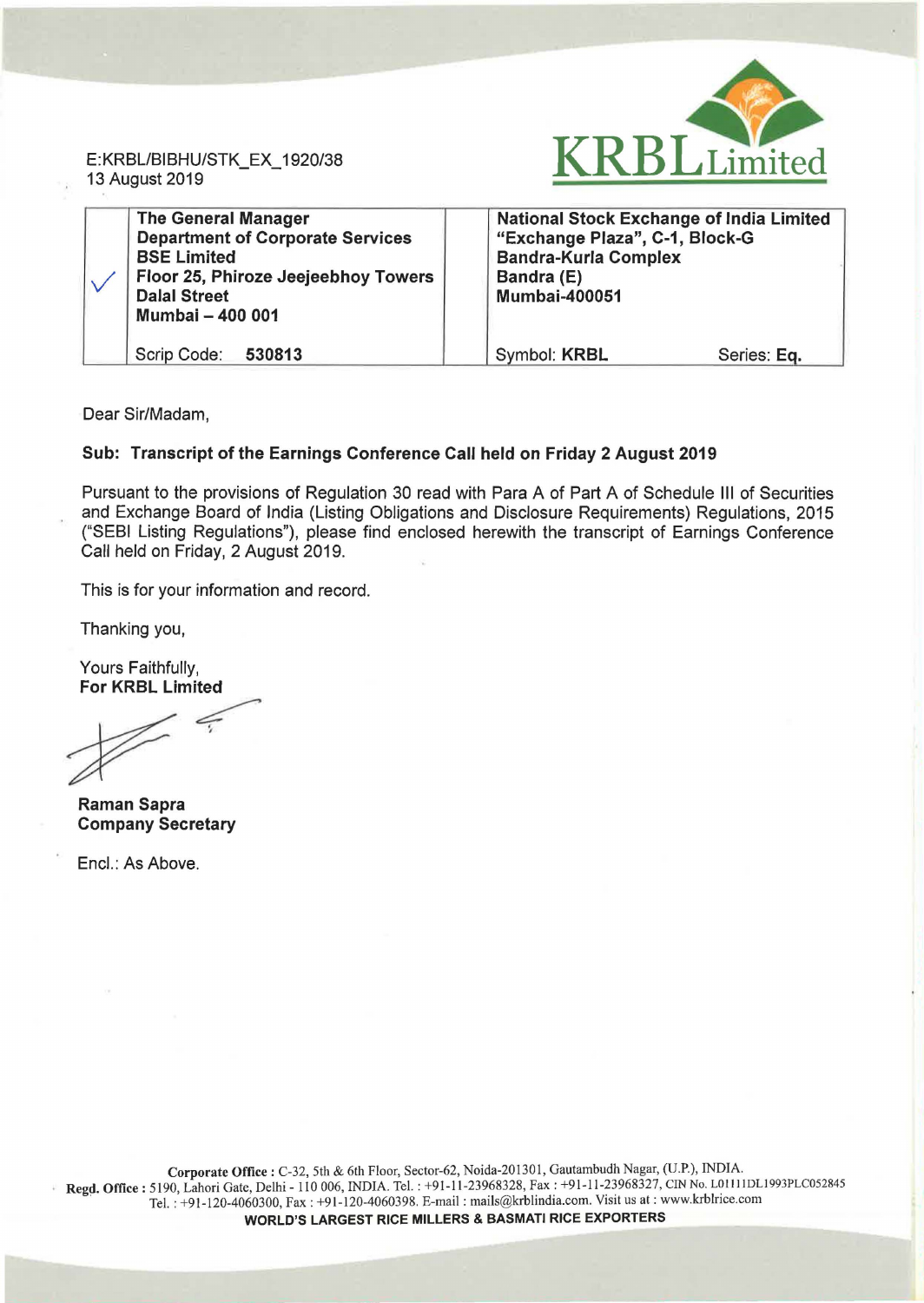E:KRBL/BIBHU/STK_EX_1920/38
13 August 2019

KRBL Limited

| | The General Manager<br>Department of Corporate Services<br>BSE Limited<br>Floor 25, Phiroze Jeejeebhoy Towers<br>Dalal Street<br>Mumbai – 400 001 | National Stock Exchange of India Limited<br>"Exchange Plaza", C-1, Block-G<br>Bandra-Kurla Complex<br>Bandra (E)<br>Mumbai-400051 | |
|---|---|---|---|
| ✓ | Scrip Code: **530813** | Symbol: **KRBL** | Series: **Eq.** |

Dear Sir/Madam,

**Sub: Transcript of the Earnings Conference Call held on Friday 2 August 2019**

Pursuant to the provisions of Regulation 30 read with Para A of Part A of Schedule III of Securities and Exchange Board of India (Listing Obligations and Disclosure Requirements) Regulations, 2015 ("SEBI Listing Regulations"), please find enclosed herewith the transcript of Earnings Conference Call held on Friday, 2 August 2019.

This is for your information and record.

Thanking you,

Yours Faithfully,
**For KRBL Limited**

**Raman Sapra**
**Company Secretary**

Encl.: As Above.

**Corporate Office :** C-32, 5th & 6th Floor, Sector-62, Noida-201301, Gautambudh Nagar, (U.P.), INDIA.
**Regd. Office :** 5190, Lahori Gate, Delhi - 110 006, INDIA. Tel. : +91-11-23968328, Fax : +91-11-23968327, CIN No. L01111DL1993PLC052845
Tel. : +91-120-4060300, Fax : +91-120-4060398. E-mail : mails@krblindia.com. Visit us at : www.krblrice.com
**WORLD'S LARGEST RICE MILLERS & BASMATI RICE EXPORTERS**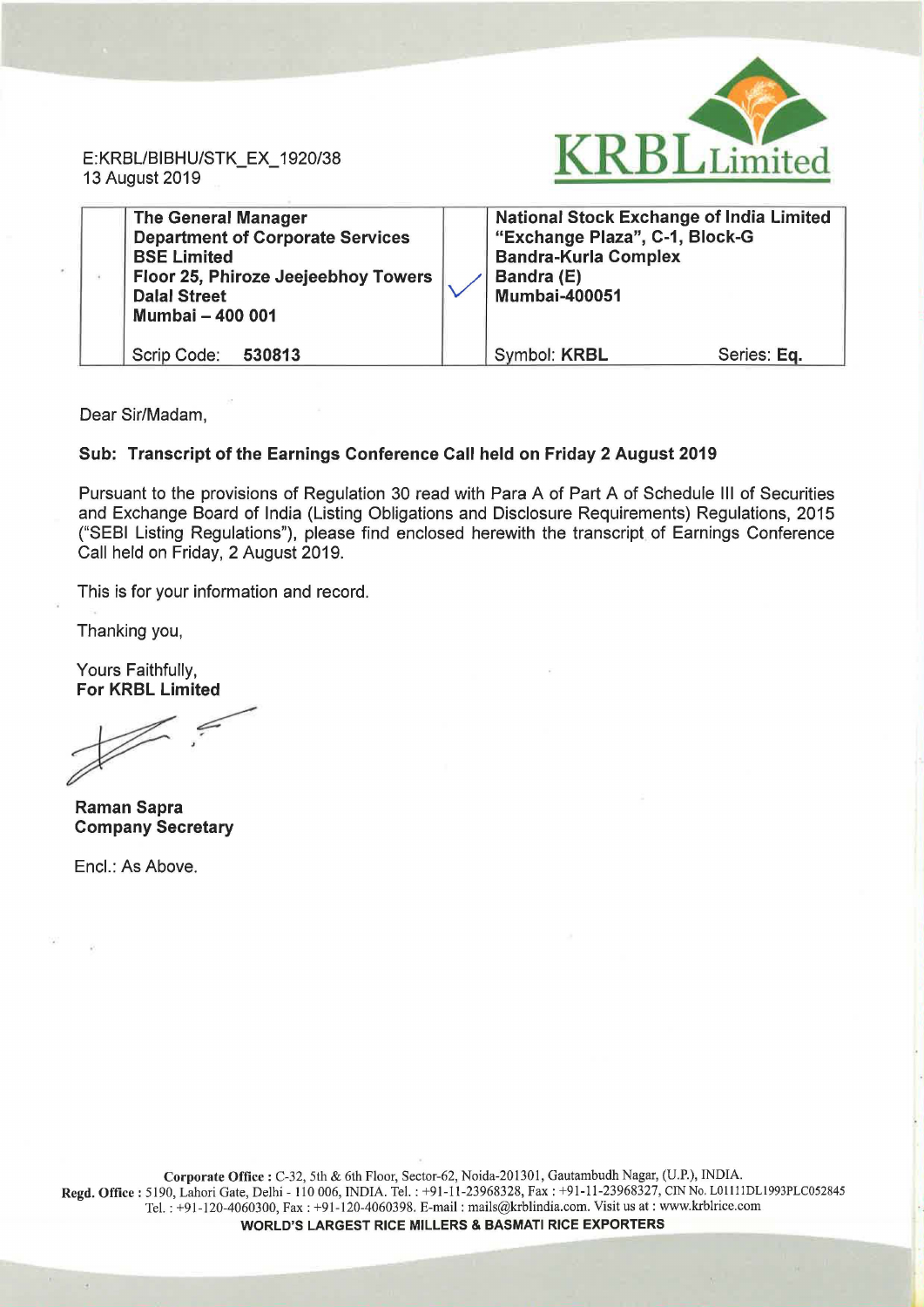E:KRBL/BIBHU/STK_EX_1920/38
13 August 2019

KRBL Limited

| The General Manager<br>Department of Corporate Services<br>BSE Limited<br>Floor 25, Phiroze Jeejeebhoy Towers<br>Dalal Street<br>Mumbai – 400 001 | National Stock Exchange of India Limited<br>"Exchange Plaza", C-1, Block-G<br>Bandra-Kurla Complex<br>Bandra (E)<br>Mumbai-400051 |
|---|---|
| Scrip Code: **530813** | Symbol: **KRBL** Series: **Eq.** |

Dear Sir/Madam,

**Sub: Transcript of the Earnings Conference Call held on Friday 2 August 2019**

Pursuant to the provisions of Regulation 30 read with Para A of Part A of Schedule III of Securities and Exchange Board of India (Listing Obligations and Disclosure Requirements) Regulations, 2015 ("SEBI Listing Regulations"), please find enclosed herewith the transcript of Earnings Conference Call held on Friday, 2 August 2019.

This is for your information and record.

Thanking you,

Yours Faithfully,
**For KRBL Limited**

**Raman Sapra**
**Company Secretary**

Encl.: As Above.

**Corporate Office :** C-32, 5th & 6th Floor, Sector-62, Noida-201301, Gautambudh Nagar, (U.P.), INDIA.
**Regd. Office :** 5190, Lahori Gate, Delhi - 110 006, INDIA. Tel. : +91-11-23968328, Fax : +91-11-23968327, CIN No. L01111DL1993PLC052845
Tel. : +91-120-4060300, Fax : +91-120-4060398. E-mail : mails@krblindia.com. Visit us at : www.krblrice.com
**WORLD'S LARGEST RICE MILLERS & BASMATI RICE EXPORTERS**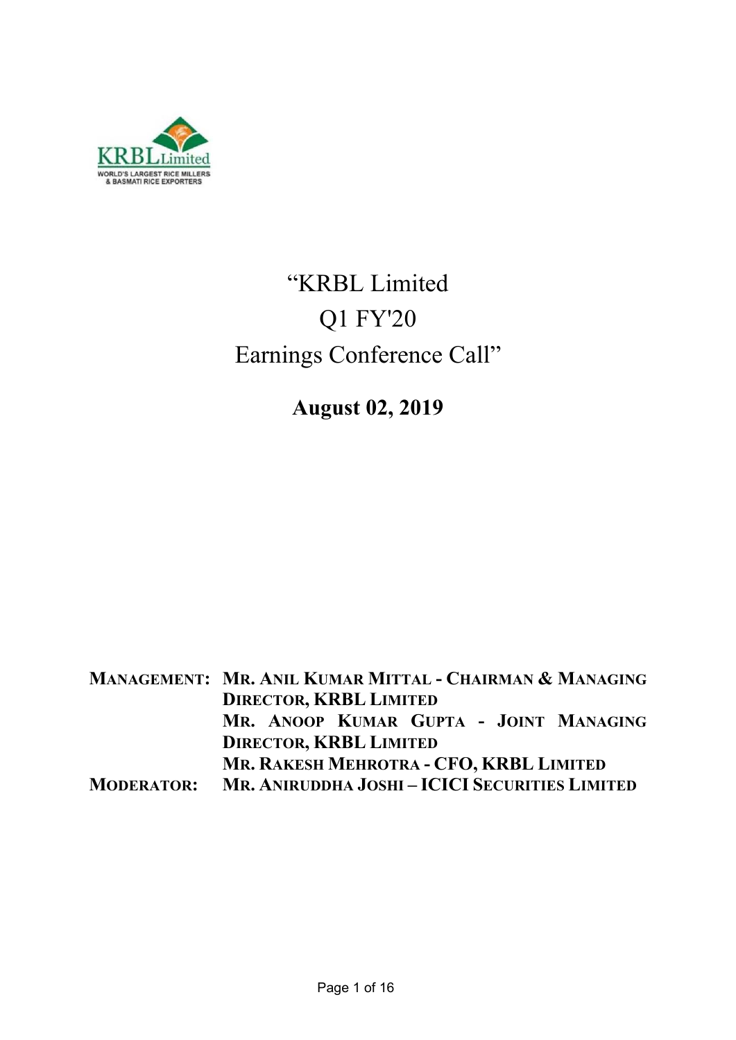# "KRBL Limited Q1 FY'20 Earnings Conference Call"

**August 02, 2019**

| | |
|---|---|
| **MANAGEMENT:** | **MR. ANIL KUMAR MITTAL - CHAIRMAN & MANAGING DIRECTOR, KRBL LIMITED** |
| | **MR. ANOOP KUMAR GUPTA - JOINT MANAGING DIRECTOR, KRBL LIMITED** |
| | **MR. RAKESH MEHROTRA - CFO, KRBL LIMITED** |
| **MODERATOR:** | **MR. ANIRUDDHA JOSHI – ICICI SECURITIES LIMITED** |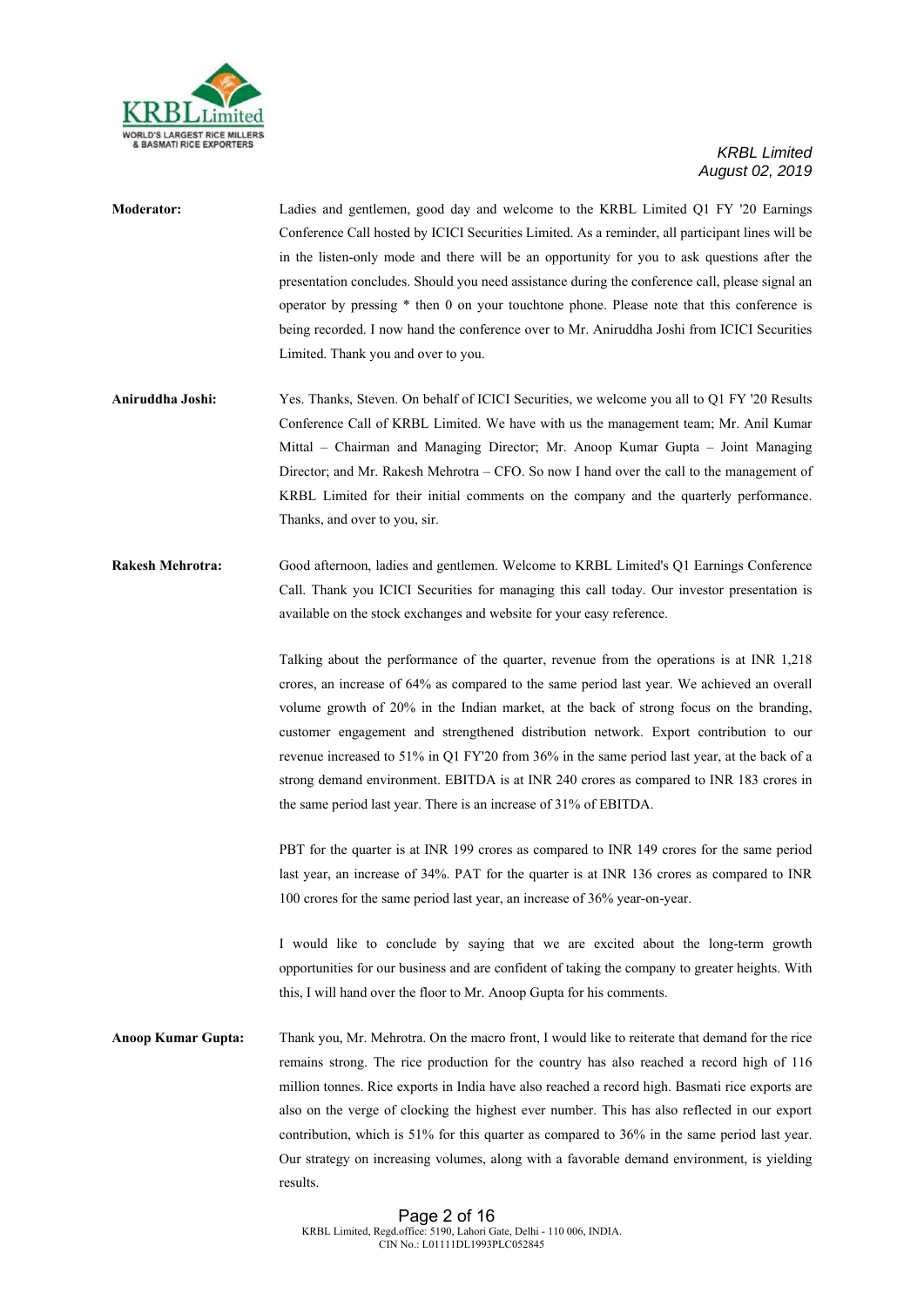**Moderator:** Ladies and gentlemen, good day and welcome to the KRBL Limited Q1 FY '20 Earnings Conference Call hosted by ICICI Securities Limited. As a reminder, all participant lines will be in the listen-only mode and there will be an opportunity for you to ask questions after the presentation concludes. Should you need assistance during the conference call, please signal an operator by pressing * then 0 on your touchtone phone. Please note that this conference is being recorded. I now hand the conference over to Mr. Aniruddha Joshi from ICICI Securities Limited. Thank you and over to you.

**Aniruddha Joshi:** Yes. Thanks, Steven. On behalf of ICICI Securities, we welcome you all to Q1 FY '20 Results Conference Call of KRBL Limited. We have with us the management team; Mr. Anil Kumar Mittal – Chairman and Managing Director; Mr. Anoop Kumar Gupta – Joint Managing Director; and Mr. Rakesh Mehrotra – CFO. So now I hand over the call to the management of KRBL Limited for their initial comments on the company and the quarterly performance. Thanks, and over to you, sir.

**Rakesh Mehrotra:** Good afternoon, ladies and gentlemen. Welcome to KRBL Limited's Q1 Earnings Conference Call. Thank you ICICI Securities for managing this call today. Our investor presentation is available on the stock exchanges and website for your easy reference.

Talking about the performance of the quarter, revenue from the operations is at INR 1,218 crores, an increase of 64% as compared to the same period last year. We achieved an overall volume growth of 20% in the Indian market, at the back of strong focus on the branding, customer engagement and strengthened distribution network. Export contribution to our revenue increased to 51% in Q1 FY'20 from 36% in the same period last year, at the back of a strong demand environment. EBITDA is at INR 240 crores as compared to INR 183 crores in the same period last year. There is an increase of 31% of EBITDA.

PBT for the quarter is at INR 199 crores as compared to INR 149 crores for the same period last year, an increase of 34%. PAT for the quarter is at INR 136 crores as compared to INR 100 crores for the same period last year, an increase of 36% year-on-year.

I would like to conclude by saying that we are excited about the long-term growth opportunities for our business and are confident of taking the company to greater heights. With this, I will hand over the floor to Mr. Anoop Gupta for his comments.

**Anoop Kumar Gupta:** Thank you, Mr. Mehrotra. On the macro front, I would like to reiterate that demand for the rice remains strong. The rice production for the country has also reached a record high of 116 million tonnes. Rice exports in India have also reached a record high. Basmati rice exports are also on the verge of clocking the highest ever number. This has also reflected in our export contribution, which is 51% for this quarter as compared to 36% in the same period last year. Our strategy on increasing volumes, along with a favorable demand environment, is yielding results.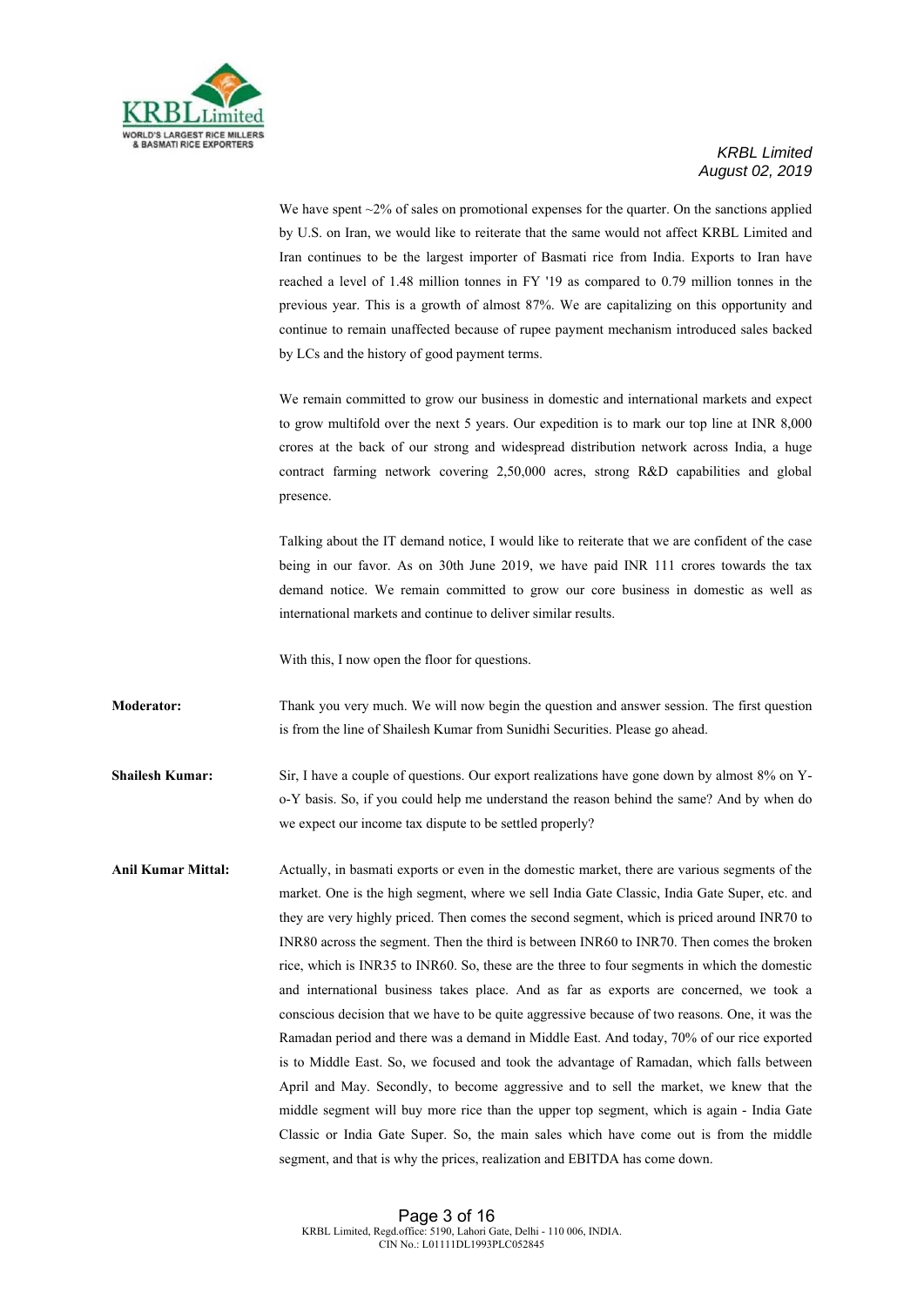We have spent ~2% of sales on promotional expenses for the quarter. On the sanctions applied by U.S. on Iran, we would like to reiterate that the same would not affect KRBL Limited and Iran continues to be the largest importer of Basmati rice from India. Exports to Iran have reached a level of 1.48 million tonnes in FY '19 as compared to 0.79 million tonnes in the previous year. This is a growth of almost 87%. We are capitalizing on this opportunity and continue to remain unaffected because of rupee payment mechanism introduced sales backed by LCs and the history of good payment terms.

We remain committed to grow our business in domestic and international markets and expect to grow multifold over the next 5 years. Our expedition is to mark our top line at INR 8,000 crores at the back of our strong and widespread distribution network across India, a huge contract farming network covering 2,50,000 acres, strong R&D capabilities and global presence.

Talking about the IT demand notice, I would like to reiterate that we are confident of the case being in our favor. As on 30th June 2019, we have paid INR 111 crores towards the tax demand notice. We remain committed to grow our core business in domestic as well as international markets and continue to deliver similar results.

With this, I now open the floor for questions.

**Moderator:** Thank you very much. We will now begin the question and answer session. The first question is from the line of Shailesh Kumar from Sunidhi Securities. Please go ahead.

**Shailesh Kumar:** Sir, I have a couple of questions. Our export realizations have gone down by almost 8% on Y-o-Y basis. So, if you could help me understand the reason behind the same? And by when do we expect our income tax dispute to be settled properly?

**Anil Kumar Mittal:** Actually, in basmati exports or even in the domestic market, there are various segments of the market. One is the high segment, where we sell India Gate Classic, India Gate Super, etc. and they are very highly priced. Then comes the second segment, which is priced around INR70 to INR80 across the segment. Then the third is between INR60 to INR70. Then comes the broken rice, which is INR35 to INR60. So, these are the three to four segments in which the domestic and international business takes place. And as far as exports are concerned, we took a conscious decision that we have to be quite aggressive because of two reasons. One, it was the Ramadan period and there was a demand in Middle East. And today, 70% of our rice exported is to Middle East. So, we focused and took the advantage of Ramadan, which falls between April and May. Secondly, to become aggressive and to sell the market, we knew that the middle segment will buy more rice than the upper top segment, which is again - India Gate Classic or India Gate Super. So, the main sales which have come out is from the middle segment, and that is why the prices, realization and EBITDA has come down.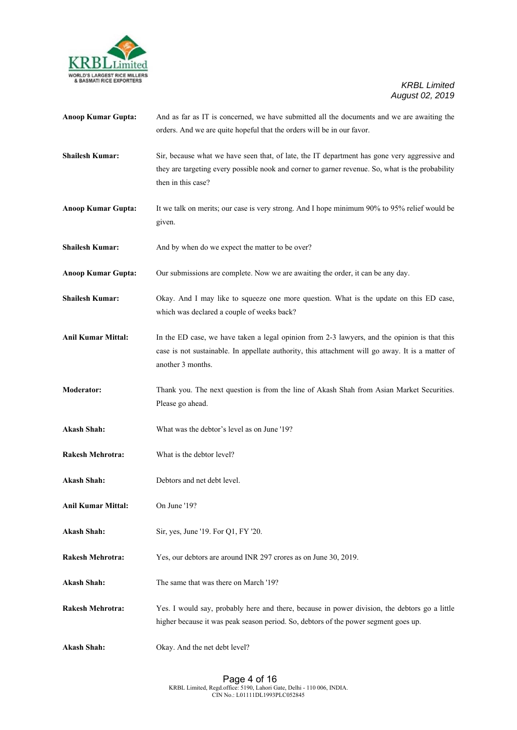**Anoop Kumar Gupta:** And as far as IT is concerned, we have submitted all the documents and we are awaiting the orders. And we are quite hopeful that the orders will be in our favor.

**Shailesh Kumar:** Sir, because what we have seen that, of late, the IT department has gone very aggressive and they are targeting every possible nook and corner to garner revenue. So, what is the probability then in this case?

**Anoop Kumar Gupta:** It we talk on merits; our case is very strong. And I hope minimum 90% to 95% relief would be given.

**Shailesh Kumar:** And by when do we expect the matter to be over?

**Anoop Kumar Gupta:** Our submissions are complete. Now we are awaiting the order, it can be any day.

**Shailesh Kumar:** Okay. And I may like to squeeze one more question. What is the update on this ED case, which was declared a couple of weeks back?

**Anil Kumar Mittal:** In the ED case, we have taken a legal opinion from 2-3 lawyers, and the opinion is that this case is not sustainable. In appellate authority, this attachment will go away. It is a matter of another 3 months.

**Moderator:** Thank you. The next question is from the line of Akash Shah from Asian Market Securities. Please go ahead.

**Akash Shah:** What was the debtor's level as on June '19?

**Rakesh Mehrotra:** What is the debtor level?

**Akash Shah:** Debtors and net debt level.

**Anil Kumar Mittal:** On June '19?

**Akash Shah:** Sir, yes, June '19. For Q1, FY '20.

**Rakesh Mehrotra:** Yes, our debtors are around INR 297 crores as on June 30, 2019.

**Akash Shah:** The same that was there on March '19?

**Rakesh Mehrotra:** Yes. I would say, probably here and there, because in power division, the debtors go a little higher because it was peak season period. So, debtors of the power segment goes up.

**Akash Shah:** Okay. And the net debt level?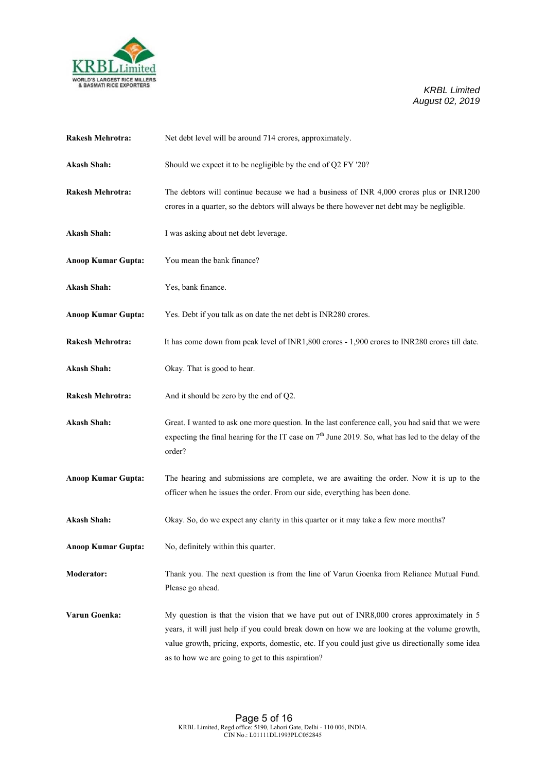**Rakesh Mehrotra:** Net debt level will be around 714 crores, approximately.

**Akash Shah:** Should we expect it to be negligible by the end of Q2 FY '20?

**Rakesh Mehrotra:** The debtors will continue because we had a business of INR 4,000 crores plus or INR1200 crores in a quarter, so the debtors will always be there however net debt may be negligible.

**Akash Shah:** I was asking about net debt leverage.

**Anoop Kumar Gupta:** You mean the bank finance?

**Akash Shah:** Yes, bank finance.

**Anoop Kumar Gupta:** Yes. Debt if you talk as on date the net debt is INR280 crores.

**Rakesh Mehrotra:** It has come down from peak level of INR1,800 crores - 1,900 crores to INR280 crores till date.

**Akash Shah:** Okay. That is good to hear.

**Rakesh Mehrotra:** And it should be zero by the end of Q2.

**Akash Shah:** Great. I wanted to ask one more question. In the last conference call, you had said that we were expecting the final hearing for the IT case on 7th June 2019. So, what has led to the delay of the order?

**Anoop Kumar Gupta:** The hearing and submissions are complete, we are awaiting the order. Now it is up to the officer when he issues the order. From our side, everything has been done.

**Akash Shah:** Okay. So, do we expect any clarity in this quarter or it may take a few more months?

**Anoop Kumar Gupta:** No, definitely within this quarter.

**Moderator:** Thank you. The next question is from the line of Varun Goenka from Reliance Mutual Fund. Please go ahead.

**Varun Goenka:** My question is that the vision that we have put out of INR8,000 crores approximately in 5 years, it will just help if you could break down on how we are looking at the volume growth, value growth, pricing, exports, domestic, etc. If you could just give us directionally some idea as to how we are going to get to this aspiration?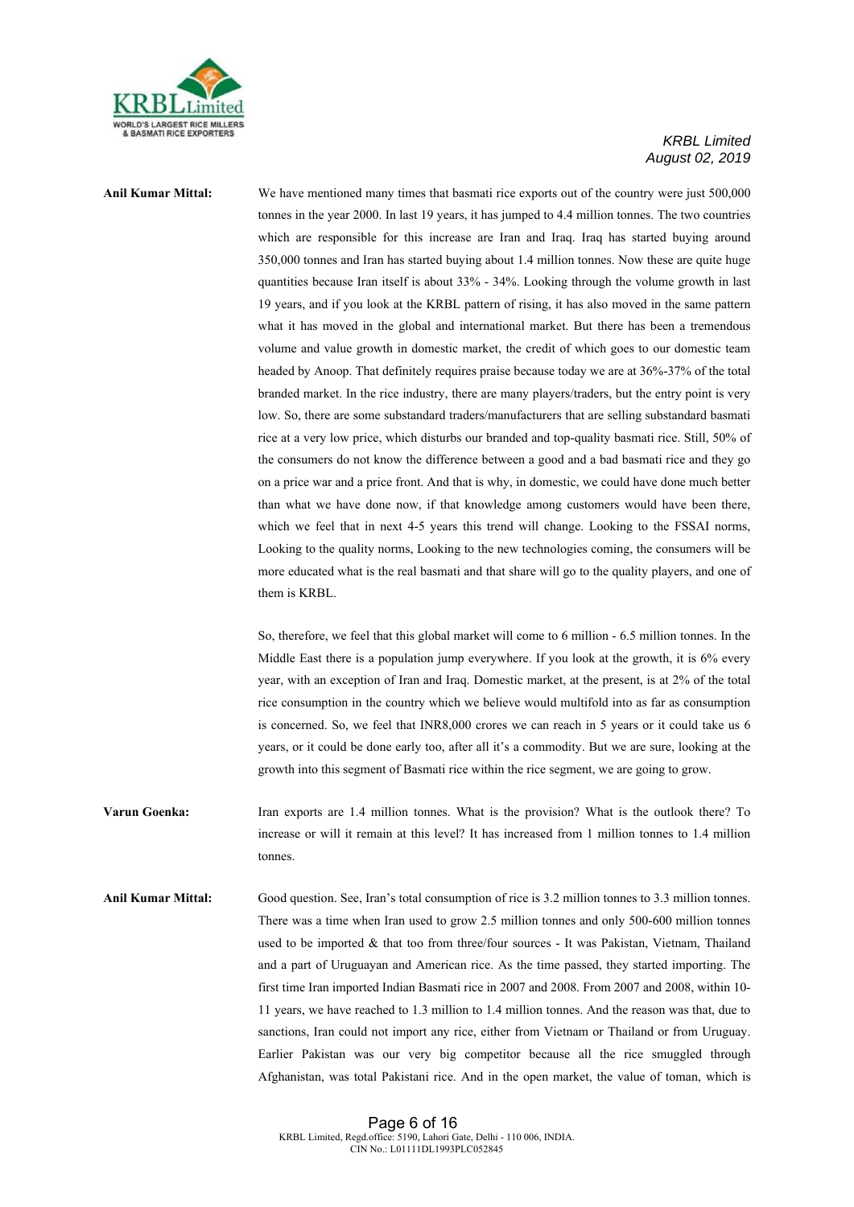**Anil Kumar Mittal:** We have mentioned many times that basmati rice exports out of the country were just 500,000 tonnes in the year 2000. In last 19 years, it has jumped to 4.4 million tonnes. The two countries which are responsible for this increase are Iran and Iraq. Iraq has started buying around 350,000 tonnes and Iran has started buying about 1.4 million tonnes. Now these are quite huge quantities because Iran itself is about 33% - 34%. Looking through the volume growth in last 19 years, and if you look at the KRBL pattern of rising, it has also moved in the same pattern what it has moved in the global and international market. But there has been a tremendous volume and value growth in domestic market, the credit of which goes to our domestic team headed by Anoop. That definitely requires praise because today we are at 36%-37% of the total branded market. In the rice industry, there are many players/traders, but the entry point is very low. So, there are some substandard traders/manufacturers that are selling substandard basmati rice at a very low price, which disturbs our branded and top-quality basmati rice. Still, 50% of the consumers do not know the difference between a good and a bad basmati rice and they go on a price war and a price front. And that is why, in domestic, we could have done much better than what we have done now, if that knowledge among customers would have been there, which we feel that in next 4-5 years this trend will change. Looking to the FSSAI norms, Looking to the quality norms, Looking to the new technologies coming, the consumers will be more educated what is the real basmati and that share will go to the quality players, and one of them is KRBL.

So, therefore, we feel that this global market will come to 6 million - 6.5 million tonnes. In the Middle East there is a population jump everywhere. If you look at the growth, it is 6% every year, with an exception of Iran and Iraq. Domestic market, at the present, is at 2% of the total rice consumption in the country which we believe would multifold into as far as consumption is concerned. So, we feel that INR8,000 crores we can reach in 5 years or it could take us 6 years, or it could be done early too, after all it's a commodity. But we are sure, looking at the growth into this segment of Basmati rice within the rice segment, we are going to grow.

**Varun Goenka:** Iran exports are 1.4 million tonnes. What is the provision? What is the outlook there? To increase or will it remain at this level? It has increased from 1 million tonnes to 1.4 million tonnes.

**Anil Kumar Mittal:** Good question. See, Iran's total consumption of rice is 3.2 million tonnes to 3.3 million tonnes. There was a time when Iran used to grow 2.5 million tonnes and only 500-600 million tonnes used to be imported & that too from three/four sources - It was Pakistan, Vietnam, Thailand and a part of Uruguayan and American rice. As the time passed, they started importing. The first time Iran imported Indian Basmati rice in 2007 and 2008. From 2007 and 2008, within 10-11 years, we have reached to 1.3 million to 1.4 million tonnes. And the reason was that, due to sanctions, Iran could not import any rice, either from Vietnam or Thailand or from Uruguay. Earlier Pakistan was our very big competitor because all the rice smuggled through Afghanistan, was total Pakistani rice. And in the open market, the value of toman, which is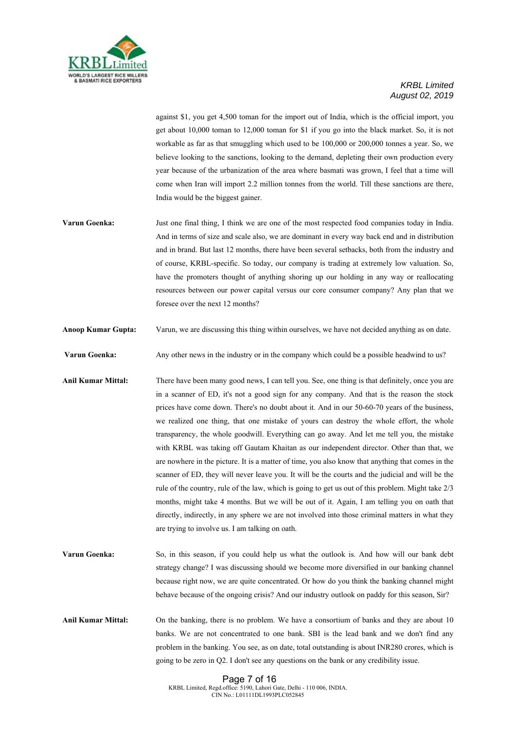against $1, you get 4,500 toman for the import out of India, which is the official import, you get about 10,000 toman to 12,000 toman for $1 if you go into the black market. So, it is not workable as far as that smuggling which used to be 100,000 or 200,000 tonnes a year. So, we believe looking to the sanctions, looking to the demand, depleting their own production every year because of the urbanization of the area where basmati was grown, I feel that a time will come when Iran will import 2.2 million tonnes from the world. Till these sanctions are there, India would be the biggest gainer.

**Varun Goenka:** Just one final thing, I think we are one of the most respected food companies today in India. And in terms of size and scale also, we are dominant in every way back end and in distribution and in brand. But last 12 months, there have been several setbacks, both from the industry and of course, KRBL-specific. So today, our company is trading at extremely low valuation. So, have the promoters thought of anything shoring up our holding in any way or reallocating resources between our power capital versus our core consumer company? Any plan that we foresee over the next 12 months?

**Anoop Kumar Gupta:** Varun, we are discussing this thing within ourselves, we have not decided anything as on date.

**Varun Goenka:** Any other news in the industry or in the company which could be a possible headwind to us?

**Anil Kumar Mittal:** There have been many good news, I can tell you. See, one thing is that definitely, once you are in a scanner of ED, it's not a good sign for any company. And that is the reason the stock prices have come down. There's no doubt about it. And in our 50-60-70 years of the business, we realized one thing, that one mistake of yours can destroy the whole effort, the whole transparency, the whole goodwill. Everything can go away. And let me tell you, the mistake with KRBL was taking off Gautam Khaitan as our independent director. Other than that, we are nowhere in the picture. It is a matter of time, you also know that anything that comes in the scanner of ED, they will never leave you. It will be the courts and the judicial and will be the rule of the country, rule of the law, which is going to get us out of this problem. Might take 2/3 months, might take 4 months. But we will be out of it. Again, I am telling you on oath that directly, indirectly, in any sphere we are not involved into those criminal matters in what they are trying to involve us. I am talking on oath.

**Varun Goenka:** So, in this season, if you could help us what the outlook is. And how will our bank debt strategy change? I was discussing should we become more diversified in our banking channel because right now, we are quite concentrated. Or how do you think the banking channel might behave because of the ongoing crisis? And our industry outlook on paddy for this season, Sir?

**Anil Kumar Mittal:** On the banking, there is no problem. We have a consortium of banks and they are about 10 banks. We are not concentrated to one bank. SBI is the lead bank and we don't find any problem in the banking. You see, as on date, total outstanding is about INR280 crores, which is going to be zero in Q2. I don't see any questions on the bank or any credibility issue.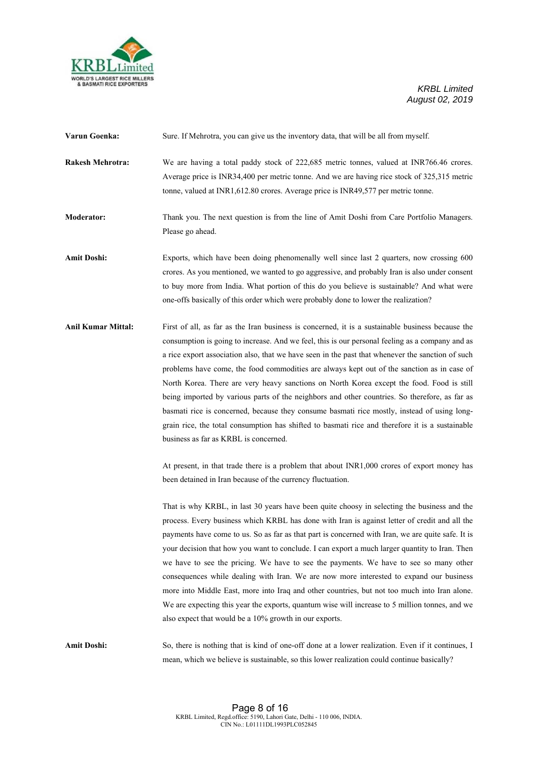**Varun Goenka:** Sure. If Mehrotra, you can give us the inventory data, that will be all from myself.

**Rakesh Mehrotra:** We are having a total paddy stock of 222,685 metric tonnes, valued at INR766.46 crores. Average price is INR34,400 per metric tonne. And we are having rice stock of 325,315 metric tonne, valued at INR1,612.80 crores. Average price is INR49,577 per metric tonne.

**Moderator:** Thank you. The next question is from the line of Amit Doshi from Care Portfolio Managers. Please go ahead.

**Amit Doshi:** Exports, which have been doing phenomenally well since last 2 quarters, now crossing 600 crores. As you mentioned, we wanted to go aggressive, and probably Iran is also under consent to buy more from India. What portion of this do you believe is sustainable? And what were one-offs basically of this order which were probably done to lower the realization?

**Anil Kumar Mittal:** First of all, as far as the Iran business is concerned, it is a sustainable business because the consumption is going to increase. And we feel, this is our personal feeling as a company and as a rice export association also, that we have seen in the past that whenever the sanction of such problems have come, the food commodities are always kept out of the sanction as in case of North Korea. There are very heavy sanctions on North Korea except the food. Food is still being imported by various parts of the neighbors and other countries. So therefore, as far as basmati rice is concerned, because they consume basmati rice mostly, instead of using long-grain rice, the total consumption has shifted to basmati rice and therefore it is a sustainable business as far as KRBL is concerned.

At present, in that trade there is a problem that about INR1,000 crores of export money has been detained in Iran because of the currency fluctuation.

That is why KRBL, in last 30 years have been quite choosy in selecting the business and the process. Every business which KRBL has done with Iran is against letter of credit and all the payments have come to us. So as far as that part is concerned with Iran, we are quite safe. It is your decision that how you want to conclude. I can export a much larger quantity to Iran. Then we have to see the pricing. We have to see the payments. We have to see so many other consequences while dealing with Iran. We are now more interested to expand our business more into Middle East, more into Iraq and other countries, but not too much into Iran alone. We are expecting this year the exports, quantum wise will increase to 5 million tonnes, and we also expect that would be a 10% growth in our exports.

**Amit Doshi:** So, there is nothing that is kind of one-off done at a lower realization. Even if it continues, I mean, which we believe is sustainable, so this lower realization could continue basically?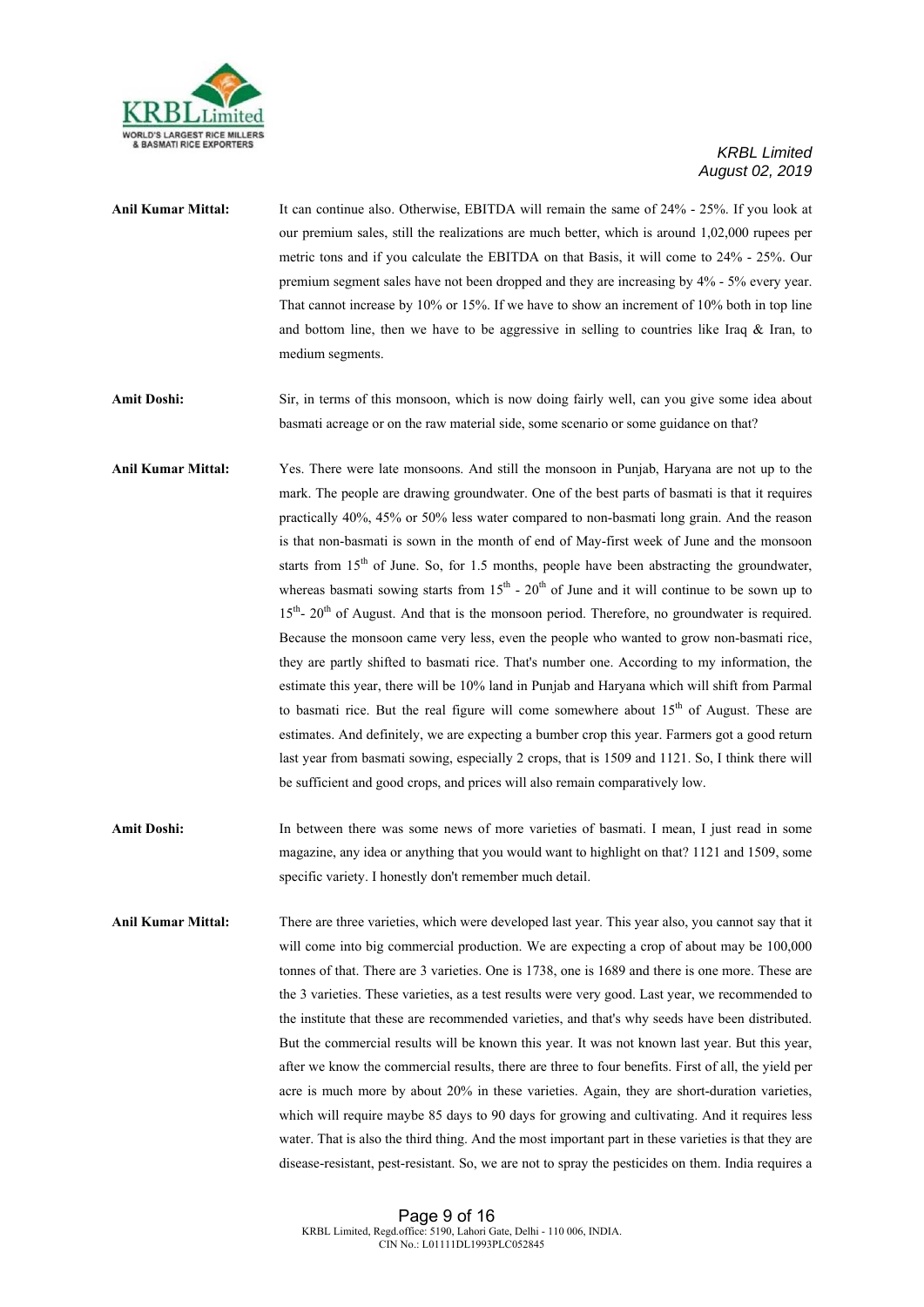**Anil Kumar Mittal:** It can continue also. Otherwise, EBITDA will remain the same of 24% - 25%. If you look at our premium sales, still the realizations are much better, which is around 1,02,000 rupees per metric tons and if you calculate the EBITDA on that Basis, it will come to 24% - 25%. Our premium segment sales have not been dropped and they are increasing by 4% - 5% every year. That cannot increase by 10% or 15%. If we have to show an increment of 10% both in top line and bottom line, then we have to be aggressive in selling to countries like Iraq & Iran, to medium segments.

**Amit Doshi:** Sir, in terms of this monsoon, which is now doing fairly well, can you give some idea about basmati acreage or on the raw material side, some scenario or some guidance on that?

**Anil Kumar Mittal:** Yes. There were late monsoons. And still the monsoon in Punjab, Haryana are not up to the mark. The people are drawing groundwater. One of the best parts of basmati is that it requires practically 40%, 45% or 50% less water compared to non-basmati long grain. And the reason is that non-basmati is sown in the month of end of May-first week of June and the monsoon starts from 15th of June. So, for 1.5 months, people have been abstracting the groundwater, whereas basmati sowing starts from 15th - 20th of June and it will continue to be sown up to 15th- 20th of August. And that is the monsoon period. Therefore, no groundwater is required. Because the monsoon came very less, even the people who wanted to grow non-basmati rice, they are partly shifted to basmati rice. That's number one. According to my information, the estimate this year, there will be 10% land in Punjab and Haryana which will shift from Parmal to basmati rice. But the real figure will come somewhere about 15th of August. These are estimates. And definitely, we are expecting a bumber crop this year. Farmers got a good return last year from basmati sowing, especially 2 crops, that is 1509 and 1121. So, I think there will be sufficient and good crops, and prices will also remain comparatively low.

**Amit Doshi:** In between there was some news of more varieties of basmati. I mean, I just read in some magazine, any idea or anything that you would want to highlight on that? 1121 and 1509, some specific variety. I honestly don't remember much detail.

**Anil Kumar Mittal:** There are three varieties, which were developed last year. This year also, you cannot say that it will come into big commercial production. We are expecting a crop of about may be 100,000 tonnes of that. There are 3 varieties. One is 1738, one is 1689 and there is one more. These are the 3 varieties. These varieties, as a test results were very good. Last year, we recommended to the institute that these are recommended varieties, and that's why seeds have been distributed. But the commercial results will be known this year. It was not known last year. But this year, after we know the commercial results, there are three to four benefits. First of all, the yield per acre is much more by about 20% in these varieties. Again, they are short-duration varieties, which will require maybe 85 days to 90 days for growing and cultivating. And it requires less water. That is also the third thing. And the most important part in these varieties is that they are disease-resistant, pest-resistant. So, we are not to spray the pesticides on them. India requires a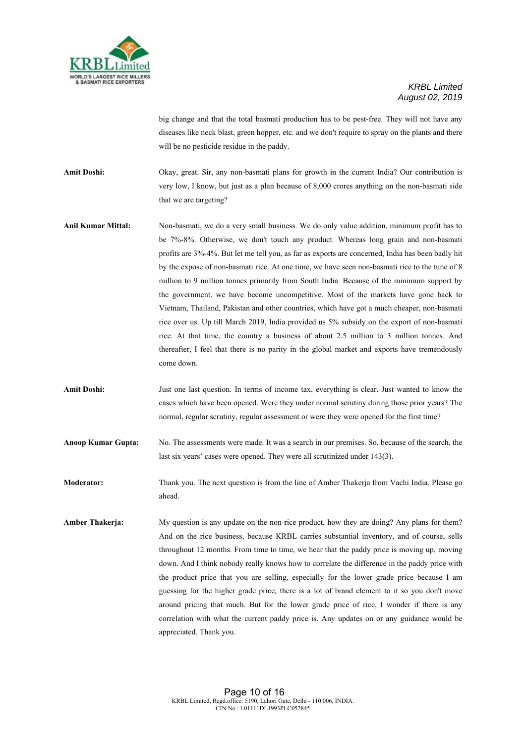big change and that the total basmati production has to be pest-free. They will not have any diseases like neck blast, green hopper, etc. and we don't require to spray on the plants and there will be no pesticide residue in the paddy.

**Amit Doshi:** Okay, great. Sir, any non-basmati plans for growth in the current India? Our contribution is very low, I know, but just as a plan because of 8,000 crores anything on the non-basmati side that we are targeting?

**Anil Kumar Mittal:** Non-basmati, we do a very small business. We do only value addition, minimum profit has to be 7%-8%. Otherwise, we don't touch any product. Whereas long grain and non-basmati profits are 3%-4%. But let me tell you, as far as exports are concerned, India has been badly hit by the expose of non-basmati rice. At one time, we have seen non-basmati rice to the tune of 8 million to 9 million tonnes primarily from South India. Because of the minimum support by the government, we have become uncompetitive. Most of the markets have gone back to Vietnam, Thailand, Pakistan and other countries, which have got a much cheaper, non-basmati rice over us. Up till March 2019, India provided us 5% subsidy on the export of non-basmati rice. At that time, the country a business of about 2.5 million to 3 million tonnes. And thereafter, I feel that there is no parity in the global market and exports have tremendously come down.

**Amit Doshi:** Just one last question. In terms of income tax, everything is clear. Just wanted to know the cases which have been opened. Were they under normal scrutiny during those prior years? The normal, regular scrutiny, regular assessment or were they were opened for the first time?

**Anoop Kumar Gupta:** No. The assessments were made. It was a search in our premises. So, because of the search, the last six years' cases were opened. They were all scrutinized under 143(3).

**Moderator:** Thank you. The next question is from the line of Amber Thakerja from Vachi India. Please go ahead.

**Amber Thakerja:** My question is any update on the non-rice product, how they are doing? Any plans for them? And on the rice business, because KRBL carries substantial inventory, and of course, sells throughout 12 months. From time to time, we hear that the paddy price is moving up, moving down. And I think nobody really knows how to correlate the difference in the paddy price with the product price that you are selling, especially for the lower grade price because I am guessing for the higher grade price, there is a lot of brand element to it so you don't move around pricing that much. But for the lower grade price of rice, I wonder if there is any correlation with what the current paddy price is. Any updates on or any guidance would be appreciated. Thank you.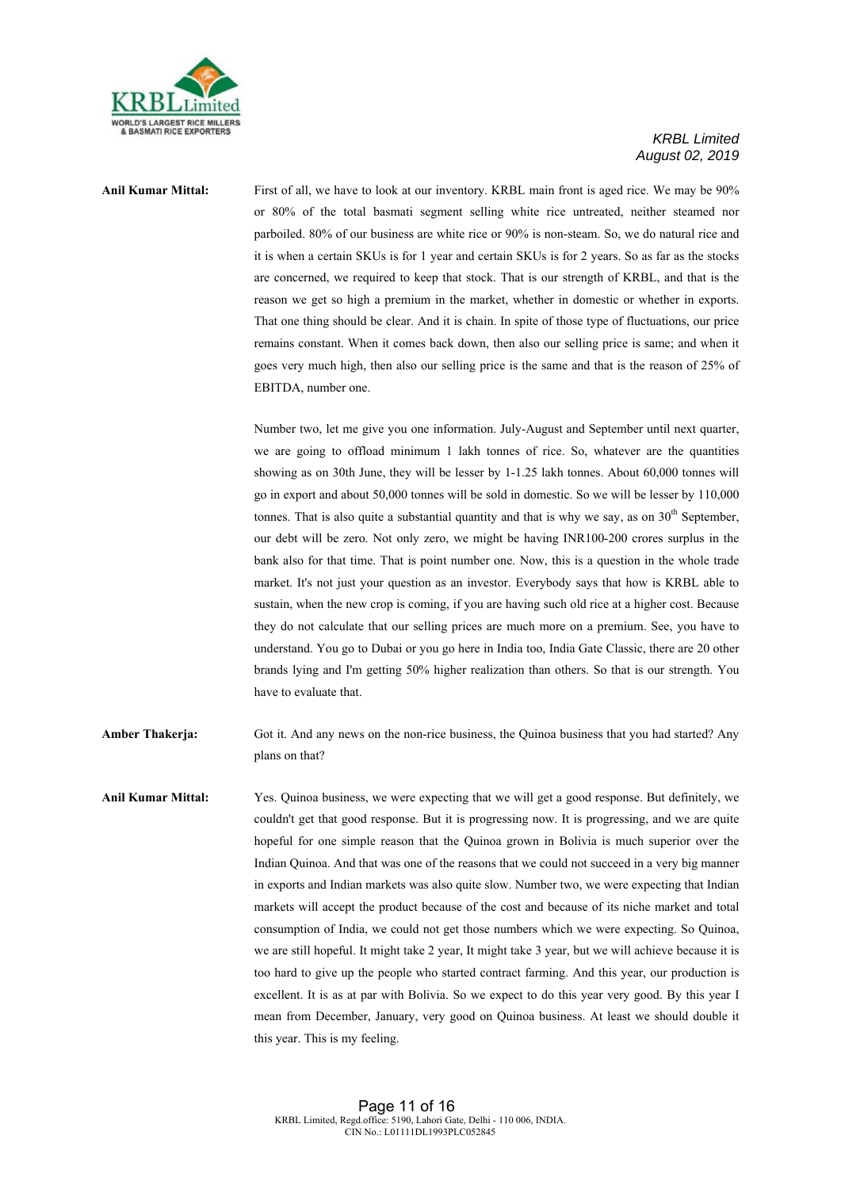**Anil Kumar Mittal:** First of all, we have to look at our inventory. KRBL main front is aged rice. We may be 90% or 80% of the total basmati segment selling white rice untreated, neither steamed nor parboiled. 80% of our business are white rice or 90% is non-steam. So, we do natural rice and it is when a certain SKUs is for 1 year and certain SKUs is for 2 years. So as far as the stocks are concerned, we required to keep that stock. That is our strength of KRBL, and that is the reason we get so high a premium in the market, whether in domestic or whether in exports. That one thing should be clear. And it is chain. In spite of those type of fluctuations, our price remains constant. When it comes back down, then also our selling price is same; and when it goes very much high, then also our selling price is the same and that is the reason of 25% of EBITDA, number one.

Number two, let me give you one information. July-August and September until next quarter, we are going to offload minimum 1 lakh tonnes of rice. So, whatever are the quantities showing as on 30th June, they will be lesser by 1-1.25 lakh tonnes. About 60,000 tonnes will go in export and about 50,000 tonnes will be sold in domestic. So we will be lesser by 110,000 tonnes. That is also quite a substantial quantity and that is why we say, as on 30th September, our debt will be zero. Not only zero, we might be having INR100-200 crores surplus in the bank also for that time. That is point number one. Now, this is a question in the whole trade market. It's not just your question as an investor. Everybody says that how is KRBL able to sustain, when the new crop is coming, if you are having such old rice at a higher cost. Because they do not calculate that our selling prices are much more on a premium. See, you have to understand. You go to Dubai or you go here in India too, India Gate Classic, there are 20 other brands lying and I'm getting 50% higher realization than others. So that is our strength. You have to evaluate that.

**Amber Thakerja:** Got it. And any news on the non-rice business, the Quinoa business that you had started? Any plans on that?

**Anil Kumar Mittal:** Yes. Quinoa business, we were expecting that we will get a good response. But definitely, we couldn't get that good response. But it is progressing now. It is progressing, and we are quite hopeful for one simple reason that the Quinoa grown in Bolivia is much superior over the Indian Quinoa. And that was one of the reasons that we could not succeed in a very big manner in exports and Indian markets was also quite slow. Number two, we were expecting that Indian markets will accept the product because of the cost and because of its niche market and total consumption of India, we could not get those numbers which we were expecting. So Quinoa, we are still hopeful. It might take 2 year, It might take 3 year, but we will achieve because it is too hard to give up the people who started contract farming. And this year, our production is excellent. It is as at par with Bolivia. So we expect to do this year very good. By this year I mean from December, January, very good on Quinoa business. At least we should double it this year. This is my feeling.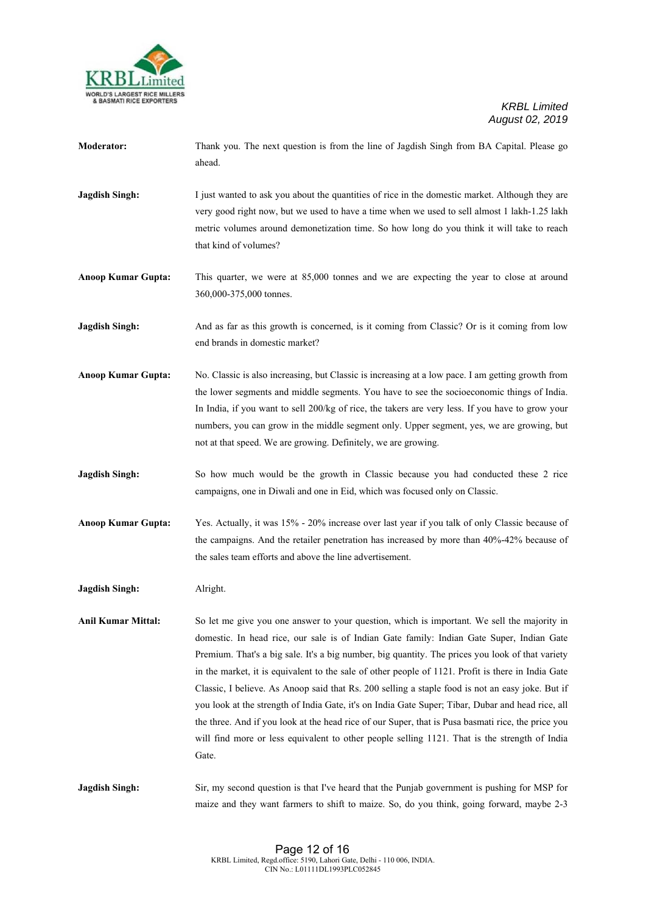**Moderator:** Thank you. The next question is from the line of Jagdish Singh from BA Capital. Please go ahead.

**Jagdish Singh:** I just wanted to ask you about the quantities of rice in the domestic market. Although they are very good right now, but we used to have a time when we used to sell almost 1 lakh-1.25 lakh metric volumes around demonetization time. So how long do you think it will take to reach that kind of volumes?

**Anoop Kumar Gupta:** This quarter, we were at 85,000 tonnes and we are expecting the year to close at around 360,000-375,000 tonnes.

**Jagdish Singh:** And as far as this growth is concerned, is it coming from Classic? Or is it coming from low end brands in domestic market?

**Anoop Kumar Gupta:** No. Classic is also increasing, but Classic is increasing at a low pace. I am getting growth from the lower segments and middle segments. You have to see the socioeconomic things of India. In India, if you want to sell 200/kg of rice, the takers are very less. If you have to grow your numbers, you can grow in the middle segment only. Upper segment, yes, we are growing, but not at that speed. We are growing. Definitely, we are growing.

**Jagdish Singh:** So how much would be the growth in Classic because you had conducted these 2 rice campaigns, one in Diwali and one in Eid, which was focused only on Classic.

**Anoop Kumar Gupta:** Yes. Actually, it was 15% - 20% increase over last year if you talk of only Classic because of the campaigns. And the retailer penetration has increased by more than 40%-42% because of the sales team efforts and above the line advertisement.

**Jagdish Singh:** Alright.

**Anil Kumar Mittal:** So let me give you one answer to your question, which is important. We sell the majority in domestic. In head rice, our sale is of Indian Gate family: Indian Gate Super, Indian Gate Premium. That's a big sale. It's a big number, big quantity. The prices you look of that variety in the market, it is equivalent to the sale of other people of 1121. Profit is there in India Gate Classic, I believe. As Anoop said that Rs. 200 selling a staple food is not an easy joke. But if you look at the strength of India Gate, it's on India Gate Super; Tibar, Dubar and head rice, all the three. And if you look at the head rice of our Super, that is Pusa basmati rice, the price you will find more or less equivalent to other people selling 1121. That is the strength of India Gate.

**Jagdish Singh:** Sir, my second question is that I've heard that the Punjab government is pushing for MSP for maize and they want farmers to shift to maize. So, do you think, going forward, maybe 2-3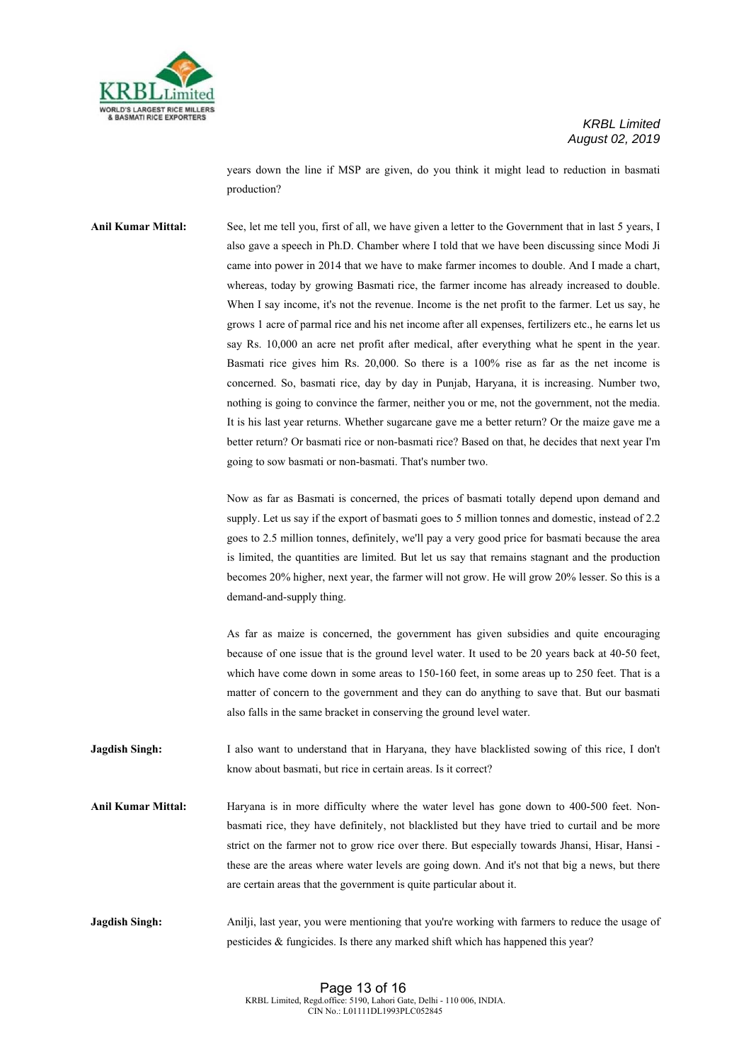years down the line if MSP are given, do you think it might lead to reduction in basmati production?

**Anil Kumar Mittal:** See, let me tell you, first of all, we have given a letter to the Government that in last 5 years, I also gave a speech in Ph.D. Chamber where I told that we have been discussing since Modi Ji came into power in 2014 that we have to make farmer incomes to double. And I made a chart, whereas, today by growing Basmati rice, the farmer income has already increased to double. When I say income, it's not the revenue. Income is the net profit to the farmer. Let us say, he grows 1 acre of parmal rice and his net income after all expenses, fertilizers etc., he earns let us say Rs. 10,000 an acre net profit after medical, after everything what he spent in the year. Basmati rice gives him Rs. 20,000. So there is a 100% rise as far as the net income is concerned. So, basmati rice, day by day in Punjab, Haryana, it is increasing. Number two, nothing is going to convince the farmer, neither you or me, not the government, not the media. It is his last year returns. Whether sugarcane gave me a better return? Or the maize gave me a better return? Or basmati rice or non-basmati rice? Based on that, he decides that next year I'm going to sow basmati or non-basmati. That's number two.

Now as far as Basmati is concerned, the prices of basmati totally depend upon demand and supply. Let us say if the export of basmati goes to 5 million tonnes and domestic, instead of 2.2 goes to 2.5 million tonnes, definitely, we'll pay a very good price for basmati because the area is limited, the quantities are limited. But let us say that remains stagnant and the production becomes 20% higher, next year, the farmer will not grow. He will grow 20% lesser. So this is a demand-and-supply thing.

As far as maize is concerned, the government has given subsidies and quite encouraging because of one issue that is the ground level water. It used to be 20 years back at 40-50 feet, which have come down in some areas to 150-160 feet, in some areas up to 250 feet. That is a matter of concern to the government and they can do anything to save that. But our basmati also falls in the same bracket in conserving the ground level water.

**Jagdish Singh:** I also want to understand that in Haryana, they have blacklisted sowing of this rice, I don't know about basmati, but rice in certain areas. Is it correct?

**Anil Kumar Mittal:** Haryana is in more difficulty where the water level has gone down to 400-500 feet. Non-basmati rice, they have definitely, not blacklisted but they have tried to curtail and be more strict on the farmer not to grow rice over there. But especially towards Jhansi, Hisar, Hansi - these are the areas where water levels are going down. And it's not that big a news, but there are certain areas that the government is quite particular about it.

**Jagdish Singh:** Anilji, last year, you were mentioning that you're working with farmers to reduce the usage of pesticides & fungicides. Is there any marked shift which has happened this year?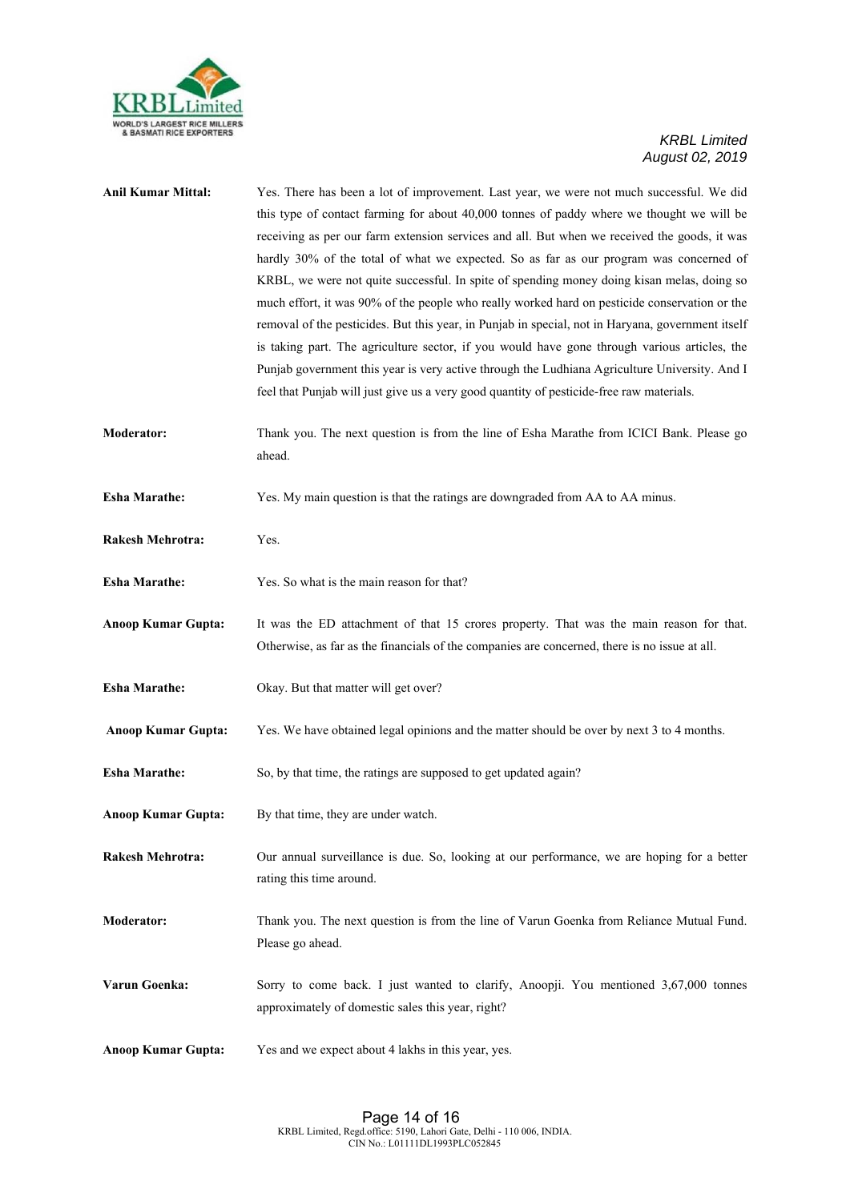**Anil Kumar Mittal:** Yes. There has been a lot of improvement. Last year, we were not much successful. We did this type of contact farming for about 40,000 tonnes of paddy where we thought we will be receiving as per our farm extension services and all. But when we received the goods, it was hardly 30% of the total of what we expected. So as far as our program was concerned of KRBL, we were not quite successful. In spite of spending money doing kisan melas, doing so much effort, it was 90% of the people who really worked hard on pesticide conservation or the removal of the pesticides. But this year, in Punjab in special, not in Haryana, government itself is taking part. The agriculture sector, if you would have gone through various articles, the Punjab government this year is very active through the Ludhiana Agriculture University. And I feel that Punjab will just give us a very good quantity of pesticide-free raw materials.

**Moderator:** Thank you. The next question is from the line of Esha Marathe from ICICI Bank. Please go ahead.

**Esha Marathe:** Yes. My main question is that the ratings are downgraded from AA to AA minus.

**Rakesh Mehrotra:** Yes.

**Esha Marathe:** Yes. So what is the main reason for that?

**Anoop Kumar Gupta:** It was the ED attachment of that 15 crores property. That was the main reason for that. Otherwise, as far as the financials of the companies are concerned, there is no issue at all.

**Esha Marathe:** Okay. But that matter will get over?

**Anoop Kumar Gupta:** Yes. We have obtained legal opinions and the matter should be over by next 3 to 4 months.

**Esha Marathe:** So, by that time, the ratings are supposed to get updated again?

**Anoop Kumar Gupta:** By that time, they are under watch.

**Rakesh Mehrotra:** Our annual surveillance is due. So, looking at our performance, we are hoping for a better rating this time around.

**Moderator:** Thank you. The next question is from the line of Varun Goenka from Reliance Mutual Fund. Please go ahead.

**Varun Goenka:** Sorry to come back. I just wanted to clarify, Anoopji. You mentioned 3,67,000 tonnes approximately of domestic sales this year, right?

**Anoop Kumar Gupta:** Yes and we expect about 4 lakhs in this year, yes.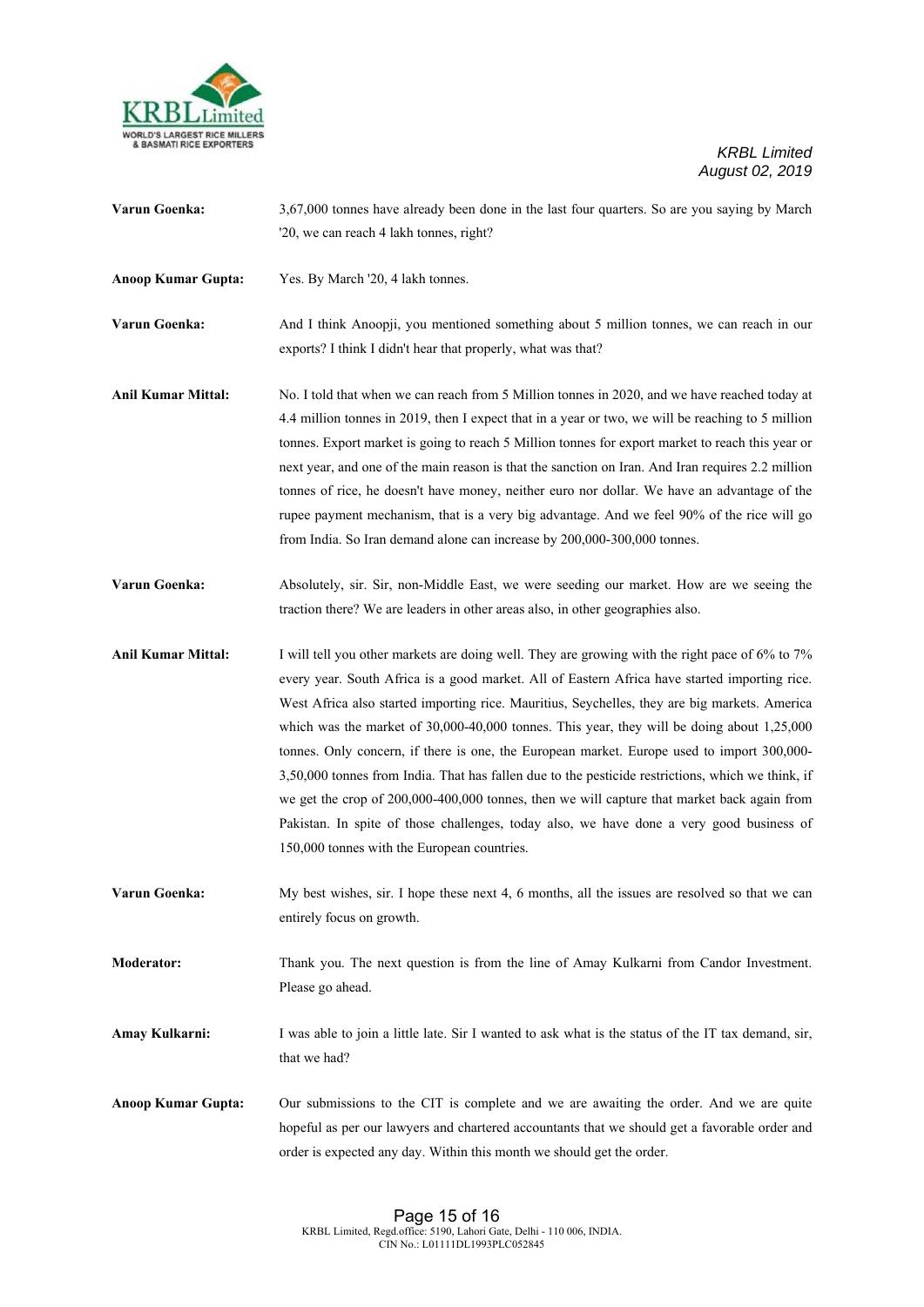**Varun Goenka:** 3,67,000 tonnes have already been done in the last four quarters. So are you saying by March '20, we can reach 4 lakh tonnes, right?

**Anoop Kumar Gupta:** Yes. By March '20, 4 lakh tonnes.

**Varun Goenka:** And I think Anoopji, you mentioned something about 5 million tonnes, we can reach in our exports? I think I didn't hear that properly, what was that?

**Anil Kumar Mittal:** No. I told that when we can reach from 5 Million tonnes in 2020, and we have reached today at 4.4 million tonnes in 2019, then I expect that in a year or two, we will be reaching to 5 million tonnes. Export market is going to reach 5 Million tonnes for export market to reach this year or next year, and one of the main reason is that the sanction on Iran. And Iran requires 2.2 million tonnes of rice, he doesn't have money, neither euro nor dollar. We have an advantage of the rupee payment mechanism, that is a very big advantage. And we feel 90% of the rice will go from India. So Iran demand alone can increase by 200,000-300,000 tonnes.

**Varun Goenka:** Absolutely, sir. Sir, non-Middle East, we were seeding our market. How are we seeing the traction there? We are leaders in other areas also, in other geographies also.

**Anil Kumar Mittal:** I will tell you other markets are doing well. They are growing with the right pace of 6% to 7% every year. South Africa is a good market. All of Eastern Africa have started importing rice. West Africa also started importing rice. Mauritius, Seychelles, they are big markets. America which was the market of 30,000-40,000 tonnes. This year, they will be doing about 1,25,000 tonnes. Only concern, if there is one, the European market. Europe used to import 300,000-3,50,000 tonnes from India. That has fallen due to the pesticide restrictions, which we think, if we get the crop of 200,000-400,000 tonnes, then we will capture that market back again from Pakistan. In spite of those challenges, today also, we have done a very good business of 150,000 tonnes with the European countries.

**Varun Goenka:** My best wishes, sir. I hope these next 4, 6 months, all the issues are resolved so that we can entirely focus on growth.

**Moderator:** Thank you. The next question is from the line of Amay Kulkarni from Candor Investment. Please go ahead.

**Amay Kulkarni:** I was able to join a little late. Sir I wanted to ask what is the status of the IT tax demand, sir, that we had?

**Anoop Kumar Gupta:** Our submissions to the CIT is complete and we are awaiting the order. And we are quite hopeful as per our lawyers and chartered accountants that we should get a favorable order and order is expected any day. Within this month we should get the order.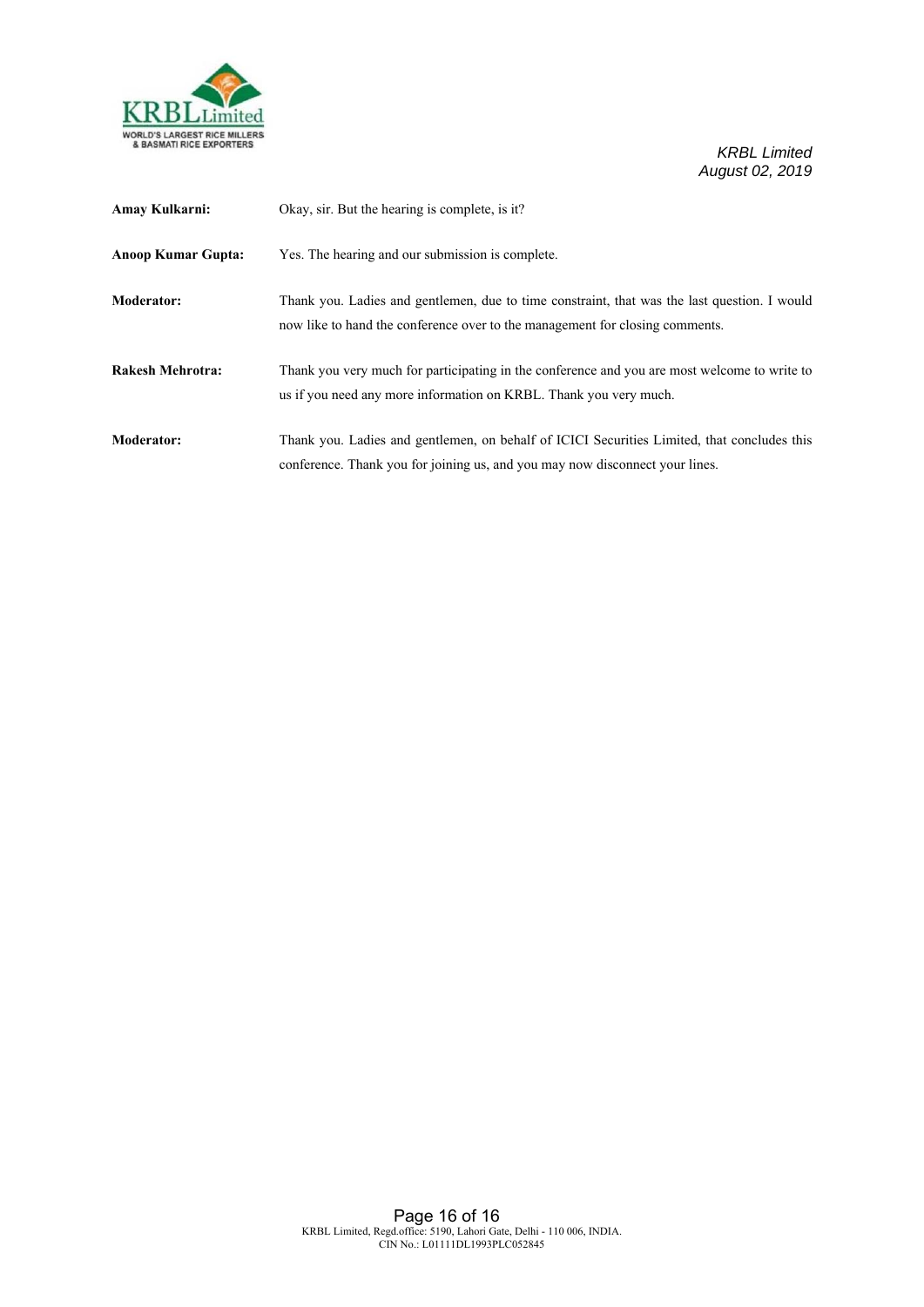**Amay Kulkarni:** Okay, sir. But the hearing is complete, is it?

**Anoop Kumar Gupta:** Yes. The hearing and our submission is complete.

**Moderator:** Thank you. Ladies and gentlemen, due to time constraint, that was the last question. I would now like to hand the conference over to the management for closing comments.

**Rakesh Mehrotra:** Thank you very much for participating in the conference and you are most welcome to write to us if you need any more information on KRBL. Thank you very much.

**Moderator:** Thank you. Ladies and gentlemen, on behalf of ICICI Securities Limited, that concludes this conference. Thank you for joining us, and you may now disconnect your lines.